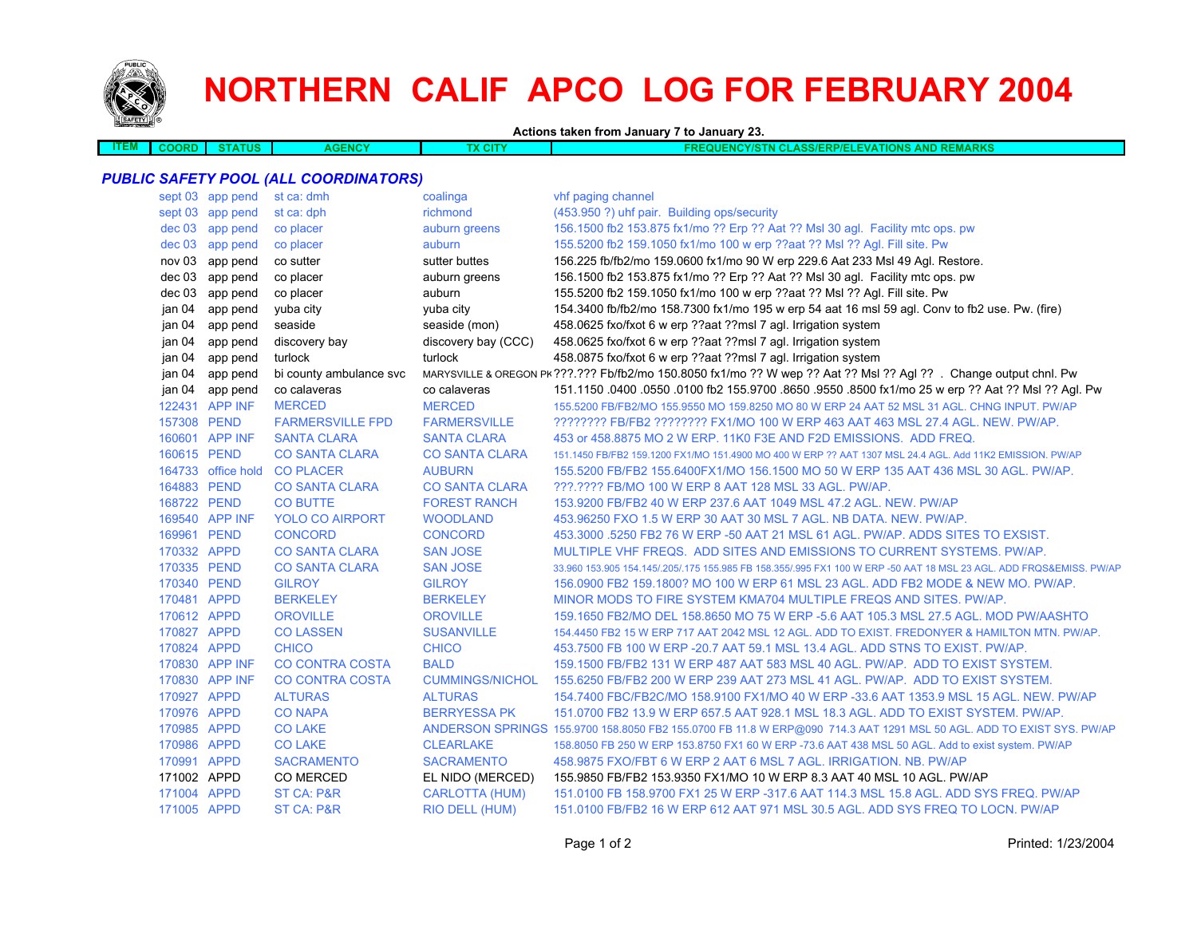# NORTHERN CALIF APCO LOG FOR FEBRUARY 2004

**Actions taken from January 7 to January 23.**

| ITEM | COORD | STATUS | AGENCY | TX CITY | FREQUENCY/STN CLASS/ERP/ELEVATIONS AND REMARKS |
|---|---|---|---|---|---|

## *PUBLIC SAFETY POOL (ALL COORDINATORS)*

| ITEM | COORD | STATUS | AGENCY | TX CITY | FREQUENCY/STN CLASS/ERP/ELEVATIONS AND REMARKS |
|---|---|---|---|---|---|
| | sept 03 | app pend | st ca: dmh | coalinga | vhf paging channel |
| | sept 03 | app pend | st ca: dph | richmond | (453.950 ?) uhf pair. Building ops/security |
| | dec 03 | app pend | co placer | auburn greens | 156.1500 fb2 153.875 fx1/mo ?? Erp ?? Aat ?? Msl 30 agl. Facility mtc ops. pw |
| | dec 03 | app pend | co placer | auburn | 155.5200 fb2 159.1050 fx1/mo 100 w erp ??aat ?? Msl ?? Agl. Fill site. Pw |
| | nov 03 | app pend | co sutter | sutter buttes | 156.225 fb/fb2/mo 159.0600 fx1/mo 90 W erp 229.6 Aat 233 Msl 49 Agl. Restore. |
| | dec 03 | app pend | co placer | auburn greens | 156.1500 fb2 153.875 fx1/mo ?? Erp ?? Aat ?? Msl 30 agl. Facility mtc ops. pw |
| | dec 03 | app pend | co placer | auburn | 155.5200 fb2 159.1050 fx1/mo 100 w erp ??aat ?? Msl ?? Agl. Fill site. Pw |
| | jan 04 | app pend | yuba city | yuba city | 154.3400 fb/fb2/mo 158.7300 fx1/mo 195 w erp 54 aat 16 msl 59 agl. Conv to fb2 use. Pw. (fire) |
| | jan 04 | app pend | seaside | seaside (mon) | 458.0625 fxo/fxot 6 w erp ??aat ??msl 7 agl. Irrigation system |
| | jan 04 | app pend | discovery bay | discovery bay (CCC) | 458.0625 fxo/fxot 6 w erp ??aat ??msl 7 agl. Irrigation system |
| | jan 04 | app pend | turlock | turlock | 458.0875 fxo/fxot 6 w erp ??aat ??msl 7 agl. Irrigation system |
| | jan 04 | app pend | bi county ambulance svc | MARYSVILLE & OREGON PK | ???.??? Fb/fb2/mo 150.8050 fx1/mo ?? W wep ?? Aat ?? Msl ?? Agl ?? . Change output chnl. Pw |
| | jan 04 | app pend | co calaveras | co calaveras | 151.1150 .0400 .0550 .0100 fb2 155.9700 .8650 .9550 .8500 fx1/mo 25 w erp ?? Aat ?? Msl ?? Agl. Pw |
| | 122431 | APP INF | MERCED | MERCED | 155.5200 FB/FB2/MO 155.9550 MO 159.8250 MO 80 W ERP 24 AAT 52 MSL 31 AGL. CHNG INPUT. PW/AP |
| | 157308 | PEND | FARMERSVILLE FPD | FARMERSVILLE | ???????? FB/FB2 ???????? FX1/MO 100 W ERP 463 AAT 463 MSL 27.4 AGL. NEW. PW/AP. |
| | 160601 | APP INF | SANTA CLARA | SANTA CLARA | 453 or 458.8875 MO 2 W ERP. 11K0 F3E AND F2D EMISSIONS. ADD FREQ. |
| | 160615 | PEND | CO SANTA CLARA | CO SANTA CLARA | 151.1450 FB/FB2 159.1200 FX1/MO 151.4900 MO 400 W ERP ?? AAT 1307 MSL 24.4 AGL. Add 11K2 EMISSION. PW/AP |
| | 164733 | office hold | CO PLACER | AUBURN | 155.5200 FB/FB2 155.6400FX1/MO 156.1500 MO 50 W ERP 135 AAT 436 MSL 30 AGL. PW/AP. |
| | 164883 | PEND | CO SANTA CLARA | CO SANTA CLARA | ???.???? FB/MO 100 W ERP 8 AAT 128 MSL 33 AGL. PW/AP. |
| | 168722 | PEND | CO BUTTE | FOREST RANCH | 153.9200 FB/FB2 40 W ERP 237.6 AAT 1049 MSL 47.2 AGL. NEW. PW/AP |
| | 169540 | APP INF | YOLO CO AIRPORT | WOODLAND | 453.96250 FXO 1.5 W ERP 30 AAT 30 MSL 7 AGL. NB DATA. NEW. PW/AP. |
| | 169961 | PEND | CONCORD | CONCORD | 453.3000 .5250 FB2 76 W ERP -50 AAT 21 MSL 61 AGL. PW/AP. ADDS SITES TO EXSIST. |
| | 170332 | APPD | CO SANTA CLARA | SAN JOSE | MULTIPLE VHF FREQS. ADD SITES AND EMISSIONS TO CURRENT SYSTEMS. PW/AP. |
| | 170335 | PEND | CO SANTA CLARA | SAN JOSE | 33.960 153.905 154.145/.205/.175 155.985 FB 158.355/.995 FX1 100 W ERP -50 AAT 18 MSL 23 AGL. ADD FRQS&EMISS. PW/AP |
| | 170340 | PEND | GILROY | GILROY | 156.0900 FB2 159.1800? MO 100 W ERP 61 MSL 23 AGL. ADD FB2 MODE & NEW MO. PW/AP. |
| | 170481 | APPD | BERKELEY | BERKELEY | MINOR MODS TO FIRE SYSTEM KMA704 MULTIPLE FREQS AND SITES. PW/AP. |
| | 170612 | APPD | OROVILLE | OROVILLE | 159.1650 FB2/MO DEL 158.8650 MO 75 W ERP -5.6 AAT 105.3 MSL 27.5 AGL. MOD PW/AASHTO |
| | 170827 | APPD | CO LASSEN | SUSANVILLE | 154.4450 FB2 15 W ERP 717 AAT 2042 MSL 12 AGL. ADD TO EXIST. FREDONYER & HAMILTON MTN. PW/AP. |
| | 170824 | APPD | CHICO | CHICO | 453.7500 FB 100 W ERP -20.7 AAT 59.1 MSL 13.4 AGL. ADD STNS TO EXIST. PW/AP. |
| | 170830 | APP INF | CO CONTRA COSTA | BALD | 159.1500 FB/FB2 131 W ERP 487 AAT 583 MSL 40 AGL. PW/AP. ADD TO EXIST SYSTEM. |
| | 170830 | APP INF | CO CONTRA COSTA | CUMMINGS/NICHOL | 155.6250 FB/FB2 200 W ERP 239 AAT 273 MSL 41 AGL. PW/AP. ADD TO EXIST SYSTEM. |
| | 170927 | APPD | ALTURAS | ALTURAS | 154.7400 FBC/FB2C/MO 158.9100 FX1/MO 40 W ERP -33.6 AAT 1353.9 MSL 15 AGL. NEW. PW/AP |
| | 170976 | APPD | CO NAPA | BERRYESSA PK | 151.0700 FB2 13.9 W ERP 657.5 AAT 928.1 MSL 18.3 AGL. ADD TO EXIST SYSTEM. PW/AP. |
| | 170985 | APPD | CO LAKE | ANDERSON SPRINGS | 155.9700 158.8050 FB2 155.0700 FB 11.8 W ERP@090 714.3 AAT 1291 MSL 50 AGL. ADD TO EXIST SYS. PW/AP |
| | 170986 | APPD | CO LAKE | CLEARLAKE | 158.8050 FB 250 W ERP 153.8750 FX1 60 W ERP -73.6 AAT 438 MSL 50 AGL. Add to exist system. PW/AP |
| | 170991 | APPD | SACRAMENTO | SACRAMENTO | 458.9875 FXO/FBT 6 W ERP 2 AAT 6 MSL 7 AGL. IRRIGATION. NB. PW/AP |
| | 171002 | APPD | CO MERCED | EL NIDO (MERCED) | 155.9850 FB/FB2 153.9350 FX1/MO 10 W ERP 8.3 AAT 40 MSL 10 AGL. PW/AP |
| | 171004 | APPD | ST CA: P&R | CARLOTTA (HUM) | 151.0100 FB 158.9700 FX1 25 W ERP -317.6 AAT 114.3 MSL 15.8 AGL. ADD SYS FREQ. PW/AP |
| | 171005 | APPD | ST CA: P&R | RIO DELL (HUM) | 151.0100 FB/FB2 16 W ERP 612 AAT 971 MSL 30.5 AGL. ADD SYS FREQ TO LOCN. PW/AP |

Printed: 1/23/2004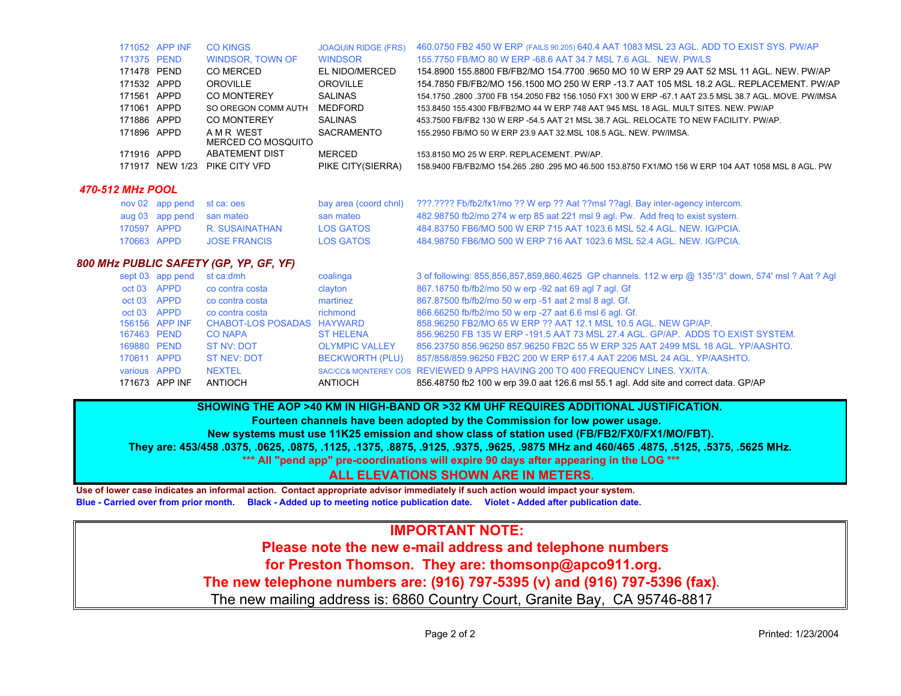| | | | | |
|---|---|---|---|---|
| 171052 | APP INF | CO KINGS | JOAQUIN RIDGE (FRS) | 460.0750 FB2 450 W ERP (FAILS 90.205) 640.4 AAT 1083 MSL 23 AGL. ADD TO EXIST SYS. PW/AP |
| 171375 | PEND | WINDSOR, TOWN OF | WINDSOR | 155.7750 FB/MO 80 W ERP -68.6 AAT 34.7 MSL 7.6 AGL. NEW. PW/LS |
| 171478 | PEND | CO MERCED | EL NIDO/MERCED | 154.8900 155.8800 FB/FB2/MO 154.7700 .9650 MO 10 W ERP 29 AAT 52 MSL 11 AGL. NEW. PW/AP |
| 171532 | APPD | OROVILLE | OROVILLE | 154.7850 FB/FB2/MO 156.1500 MO 250 W ERP -13.7 AAT 105 MSL 18.2 AGL. REPLACEMENT. PW/AP |
| 171561 | APPD | CO MONTEREY | SALINAS | 154.1750 .2800 .3700 FB 154.2050 FB2 156.1050 FX1 300 W ERP -67.1 AAT 23.5 MSL 38.7 AGL. MOVE. PW/IMSA |
| 171061 | APPD | SO OREGON COMM AUTH | MEDFORD | 153.8450 155.4300 FB/FB2/MO 44 W ERP 748 AAT 945 MSL 18 AGL. MULT SITES. NEW. PW/AP |
| 171886 | APPD | CO MONTEREY | SALINAS | 453.7500 FB/FB2 130 W ERP -54.5 AAT 21 MSL 38.7 AGL. RELOCATE TO NEW FACILITY. PW/AP. |
| 171896 | APPD | A M R WEST | SACRAMENTO | 155.2950 FB/MO 50 W ERP 23.9 AAT 32.MSL 108.5 AGL. NEW. PW/IMSA. |
| 171916 | APPD | MERCED CO MOSQUITO ABATEMENT DIST | MERCED | 153.8150 MO 25 W ERP. REPLACEMENT. PW/AP. |
| 171917 | NEW 1/23 | PIKE CITY VFD | PIKE CITY(SIERRA) | 158.9400 FB/FB2/MO 154.265 .280 .295 MO 46.500 153.8750 FX1/MO 156 W ERP 104 AAT 1058 MSL 8 AGL. PW |

### *470-512 MHz POOL*

| | | | | |
|---|---|---|---|---|
| nov 02 | app pend | st ca: oes | bay area (coord chnl) | ???.???? Fb/fb2/fx1/mo ?? W erp ?? Aat ??msl ??agl. Bay inter-agency intercom. |
| aug 03 | app pend | san mateo | san mateo | 482.98750 fb2/mo 274 w erp 85 aat 221 msl 9 agl. Pw. Add freq to exist system. |
| 170597 | APPD | R. SUSAINATHAN | LOS GATOS | 484.83750 FB6/MO 500 W ERP 715 AAT 1023.6 MSL 52.4 AGL. NEW. IG/PCIA. |
| 170663 | APPD | JOSE FRANCIS | LOS GATOS | 484.98750 FB6/MO 500 W ERP 716 AAT 1023.6 MSL 52.4 AGL. NEW. IG/PCIA. |

### *800 MHz PUBLIC SAFETY (GP, YP, GF, YF)*

| | | | | |
|---|---|---|---|---|
| sept 03 | app pend | st ca:dmh | coalinga | 3 of following: 855,856,857,859,860.4625 GP channels. 112 w erp @ 135°/3° down, 574' msl ? Aat ? Agl |
| oct 03 | APPD | co contra costa | clayton | 867.18750 fb/fb2/mo 50 w erp -92 aat 69 agl 7 agl. Gf |
| oct 03 | APPD | co contra costa | martinez | 867.87500 fb/fb2/mo 50 w erp -51 aat 2 msl 8 agl. Gf. |
| oct 03 | APPD | co contra costa | richmond | 866.66250 fb/fb2/mo 50 w erp -27 aat 6.6 msl 6 agl. Gf. |
| 156156 | APP INF | CHABOT-LOS POSADAS | HAYWARD | 858.96250 FB2/MO 65 W ERP ?? AAT 12.1 MSL 10.5 AGL. NEW GP/AP. |
| 167463 | PEND | CO NAPA | ST HELENA | 856.96250 FB 135 W ERP -191.5 AAT 73 MSL 27.4 AGL. GP/AP. ADDS TO EXIST SYSTEM. |
| 169880 | PEND | ST NV: DOT | OLYMPIC VALLEY | 856.23750 856.96250 857.96250 FB2C 55 W ERP 325 AAT 2499 MSL 18 AGL. YP/AASHTO. |
| 170611 | APPD | ST NEV: DOT | BECKWORTH (PLU) | 857/858/859.96250 FB2C 200 W ERP 617.4 AAT 2206 MSL 24 AGL. YP/AASHTO. |
| various | APPD | NEXTEL | SAC/CC& MONTEREY COS | REVIEWED 9 APPS HAVING 200 TO 400 FREQUENCY LINES. YX/ITA. |
| 171673 | APP INF | ANTIOCH | ANTIOCH | 856.48750 fb2 100 w erp 39.0 aat 126.6 msl 55.1 agl. Add site and correct data. GP/AP |

**SHOWING THE AOP >40 KM IN HIGH-BAND OR >32 KM UHF REQUIRES ADDITIONAL JUSTIFICATION.**
**Fourteen channels have been adopted by the Commission for low power usage.**
**New systems must use 11K25 emission and show class of station used (FB/FB2/FX0/FX1/MO/FBT).**
**They are: 453/458 .0375, .0625, .0875, .1125, .1375, .8875, .9125, .9375, .9625, .9875 MHz and 460/465 .4875, .5125, .5375, .5625 MHz.**
**\*\*\* All "pend app" pre-coordinations will expire 90 days after appearing in the LOG \*\*\***
**ALL ELEVATIONS SHOWN ARE IN METERS.**

**Use of lower case indicates an informal action. Contact appropriate advisor immediately if such action would impact your system.**
**Blue - Carried over from prior month. Black - Added up to meeting notice publication date. Violet - Added after publication date.**

**IMPORTANT NOTE:**
**Please note the new e-mail address and telephone numbers for Preston Thomson. They are: thomsonp@apco911.org.**
**The new telephone numbers are: (916) 797-5395 (v) and (916) 797-5396 (fax).**
The new mailing address is: 6860 Country Court, Granite Bay, CA 95746-8817

Printed: 1/23/2004